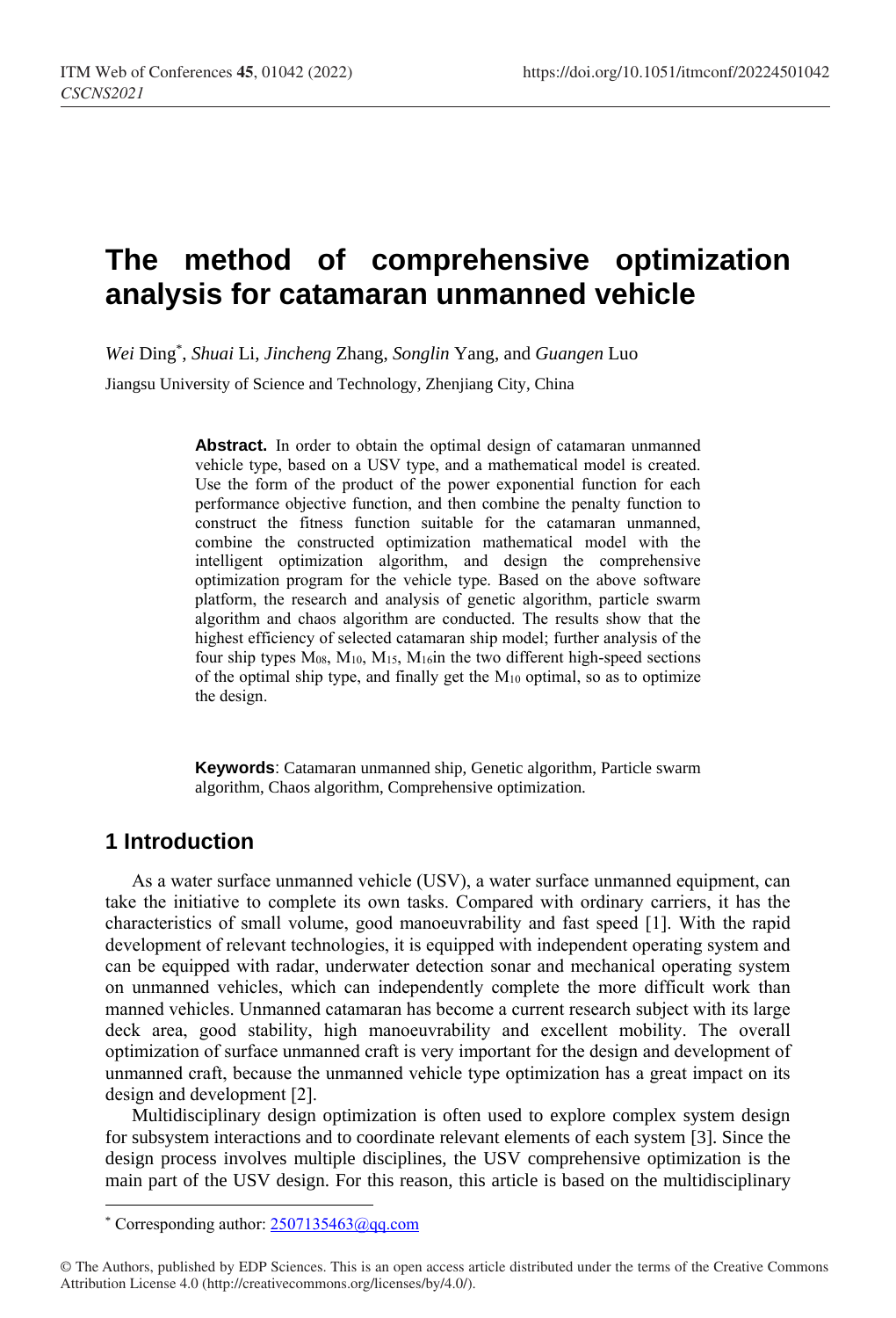# The method of comprehensive optimization analysis for catamaran unmanned vehicle

*Wei* Ding[*], *Shuai* Li, *Jincheng* Zhang, *Songlin* Yang, and *Guangen* Luo

Jiangsu University of Science and Technology, Zhenjiang City, China

**Abstract.** In order to obtain the optimal design of catamaran unmanned vehicle type, based on a USV type, and a mathematical model is created. Use the form of the product of the power exponential function for each performance objective function, and then combine the penalty function to construct the fitness function suitable for the catamaran unmanned, combine the constructed optimization mathematical model with the intelligent optimization algorithm, and design the comprehensive optimization program for the vehicle type. Based on the above software platform, the research and analysis of genetic algorithm, particle swarm algorithm and chaos algorithm are conducted. The results show that the highest efficiency of selected catamaran ship model; further analysis of the four ship types $M_{08}$, $M_{10}$, $M_{15}$, $M_{16}$in the two different high-speed sections of the optimal ship type, and finally get the $M_{10}$ optimal, so as to optimize the design.

**Keywords**: Catamaran unmanned ship, Genetic algorithm, Particle swarm algorithm, Chaos algorithm, Comprehensive optimization.

## 1 Introduction

As a water surface unmanned vehicle (USV), a water surface unmanned equipment, can take the initiative to complete its own tasks. Compared with ordinary carriers, it has the characteristics of small volume, good manoeuvrability and fast speed [1]. With the rapid development of relevant technologies, it is equipped with independent operating system and can be equipped with radar, underwater detection sonar and mechanical operating system on unmanned vehicles, which can independently complete the more difficult work than manned vehicles. Unmanned catamaran has become a current research subject with its large deck area, good stability, high manoeuvrability and excellent mobility. The overall optimization of surface unmanned craft is very important for the design and development of unmanned craft, because the unmanned vehicle type optimization has a great impact on its design and development [2].

Multidisciplinary design optimization is often used to explore complex system design for subsystem interactions and to coordinate relevant elements of each system [3]. Since the design process involves multiple disciplines, the USV comprehensive optimization is the main part of the USV design. For this reason, this article is based on the multidisciplinary

[*] Corresponding author: 2507135463@qq.com

© The Authors, published by EDP Sciences. This is an open access article distributed under the terms of the Creative Commons Attribution License 4.0 (http://creativecommons.org/licenses/by/4.0/).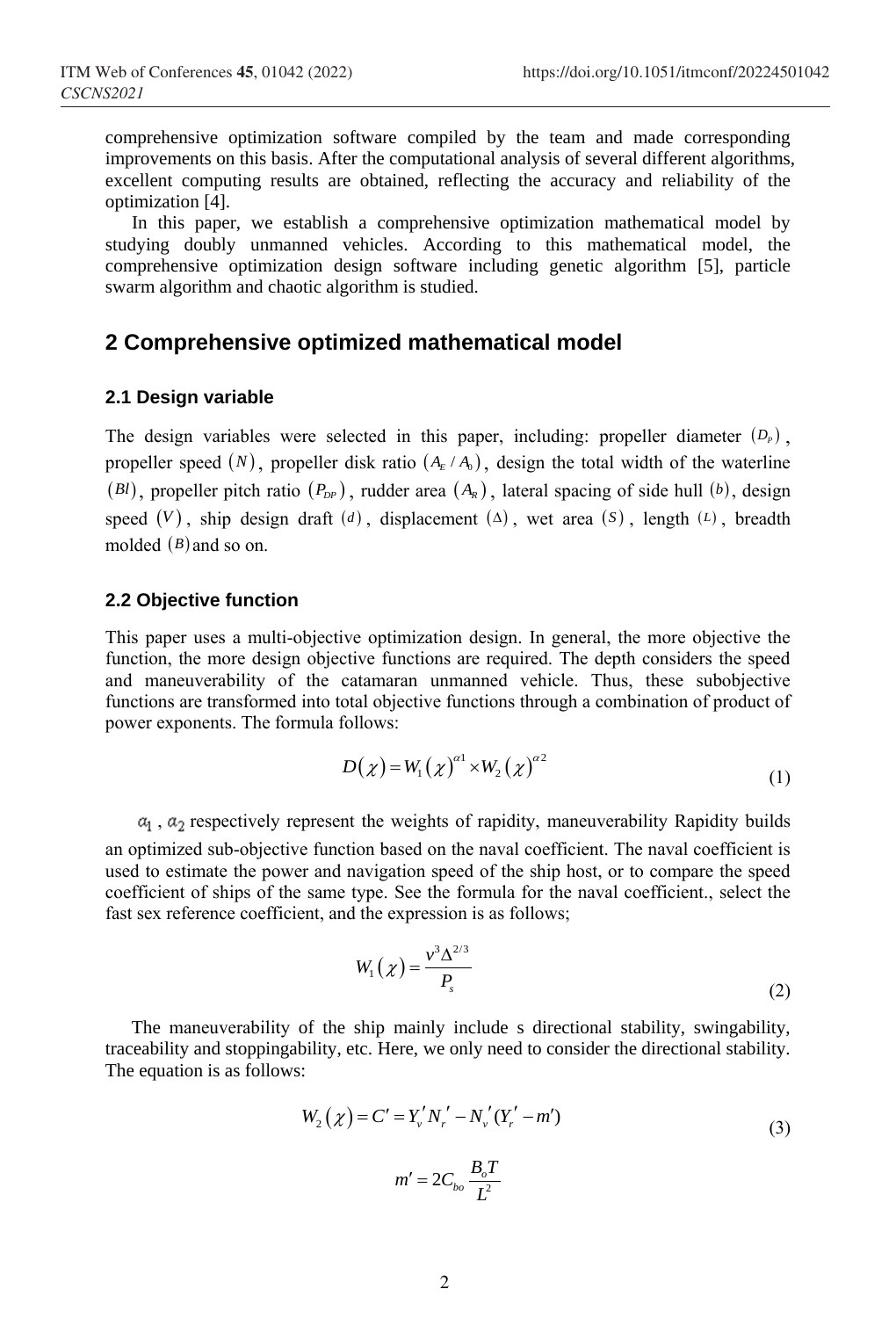comprehensive optimization software compiled by the team and made corresponding improvements on this basis. After the computational analysis of several different algorithms, excellent computing results are obtained, reflecting the accuracy and reliability of the optimization [4].

In this paper, we establish a comprehensive optimization mathematical model by studying doubly unmanned vehicles. According to this mathematical model, the comprehensive optimization design software including genetic algorithm [5], particle swarm algorithm and chaotic algorithm is studied.

## 2 Comprehensive optimized mathematical model

### 2.1 Design variable

The design variables were selected in this paper, including: propeller diameter $(D_P)$, propeller speed $(N)$, propeller disk ratio $(A_E / A_0)$, design the total width of the waterline $(Bl)$, propeller pitch ratio $(P_{DP})$, rudder area $(A_R)$, lateral spacing of side hull $(b)$, design speed $(V)$, ship design draft $(d)$, displacement $(\Delta)$, wet area $(S)$, length $(L)$, breadth molded $(B)$ and so on.

### 2.2 Objective function

This paper uses a multi-objective optimization design. In general, the more objective the function, the more design objective functions are required. The depth considers the speed and maneuverability of the catamaran unmanned vehicle. Thus, these subobjective functions are transformed into total objective functions through a combination of product of power exponents. The formula follows:

$$D(\chi) = W_1(\chi)^{\alpha 1} \times W_2(\chi)^{\alpha 2} \tag{1}$$

$\alpha_1$ , $\alpha_2$ respectively represent the weights of rapidity, maneuverability Rapidity builds an optimized sub-objective function based on the naval coefficient. The naval coefficient is used to estimate the power and navigation speed of the ship host, or to compare the speed coefficient of ships of the same type. See the formula for the naval coefficient., select the fast sex reference coefficient, and the expression is as follows;

$$W_1(\chi) = \frac{v^3 \Delta^{2/3}}{P_s} \tag{2}$$

The maneuverability of the ship mainly include s directional stability, swingability, traceability and stoppingability, etc. Here, we only need to consider the directional stability. The equation is as follows:

$$W_2(\chi) = C' = Y_v' N_r' - N_v' (Y_r' - m') \tag{3}$$

$$m' = 2C_{bo} \frac{B_o T}{L^2}$$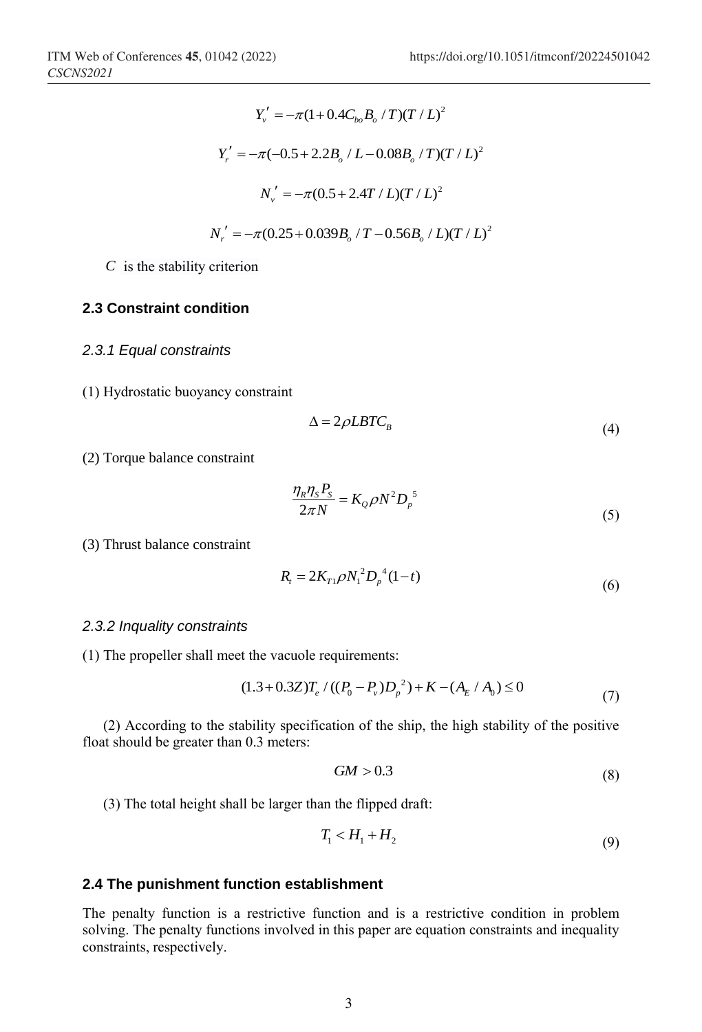$$Y_v' = -\pi(1 + 0.4C_{bo}B_o / T)(T / L)^2$$

$$Y_r' = -\pi(-0.5 + 2.2B_o / L - 0.08B_o / T)(T / L)^2$$

$$N_v' = -\pi(0.5 + 2.4T / L)(T / L)^2$$

$$N_r' = -\pi(0.25 + 0.039B_o / T - 0.56B_o / L)(T / L)^2$$

$C$ is the stability criterion

### 2.3 Constraint condition

#### *2.3.1 Equal constraints*

(1) Hydrostatic buoyancy constraint

$$\Delta = 2\rho LBTC_B \tag{4}$$

(2) Torque balance constraint

$$\frac{\eta_R \eta_S P_S}{2\pi N} = K_Q \rho N^2 D_p^{\ 5} \tag{5}$$

(3) Thrust balance constraint

$$R_t = 2K_{T1}\rho N_1^{\ 2} D_p^{\ 4}(1-t) \tag{6}$$

#### *2.3.2 Inqualit y constraints*

(1) The propeller shall meet the vacuole requirements:

$$(1.3 + 0.3Z)T_e / ((P_0 - P_v)D_p^{\ 2}) + K - (A_E / A_0) \le 0 \tag{7}$$

(2) According to the stability specification of the ship, the high stability of the positive float should be greater than 0.3 meters:

$$GM > 0.3 \tag{8}$$

(3) The total height shall be larger than the flipped draft:

$$T_1 < H_1 + H_2 \tag{9}$$

### 2.4 The punishment function establishment

The penalty function is a restrictive function and is a restrictive condition in problem solving. The penalty functions involved in this paper are equation constraints and inequality constraints, respectively.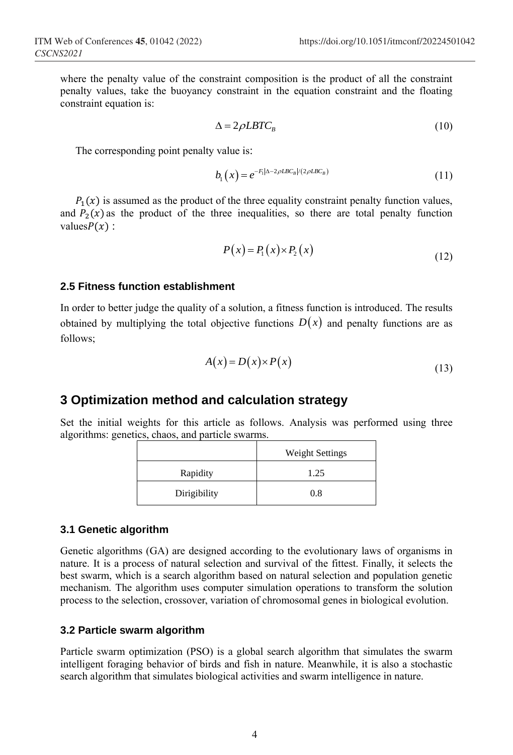where the penalty value of the constraint composition is the product of all the constraint penalty values, take the buoyancy constraint in the equation constraint and the floating constraint equation is:

$$\Delta = 2\rho LBTC_B \tag{10}$$

The corresponding point penalty value is:

$$b_1(x) = e^{-F_1|\Delta - 2\rho LBC_B|/(2\rho LBC_B)} \tag{11}$$

$P_1(x)$ is assumed as the product of the three equality constraint penalty function values, and $P_2(x)$ as the product of the three inequalities, so there are total penalty function values $P(x)$ :

$$P(x) = P_1(x) \times P_2(x) \tag{12}$$

### 2.5 Fitness function establishment

In order to better judge the quality of a solution, a fitness function is introduced. The results obtained by multiplying the total objective functions $D(x)$ and penalty functions are as follows;

$$A(x) = D(x) \times P(x) \tag{13}$$

## 3 Optimization method and calculation strategy

Set the initial weights for this article as follows. Analysis was performed using three algorithms: genetics, chaos, and particle swarms.

| | Weight Settings |
|---|---|
| Rapidity | 1.25 |
| Dirigibility | 0.8 |

### 3.1 Genetic algorithm

Genetic algorithms (GA) are designed according to the evolutionary laws of organisms in nature. It is a process of natural selection and survival of the fittest. Finally, it selects the best swarm, which is a search algorithm based on natural selection and population genetic mechanism. The algorithm uses computer simulation operations to transform the solution process to the selection, crossover, variation of chromosomal genes in biological evolution.

### 3.2 Particle swarm algorithm

Particle swarm optimization (PSO) is a global search algorithm that simulates the swarm intelligent foraging behavior of birds and fish in nature. Meanwhile, it is also a stochastic search algorithm that simulates biological activities and swarm intelligence in nature.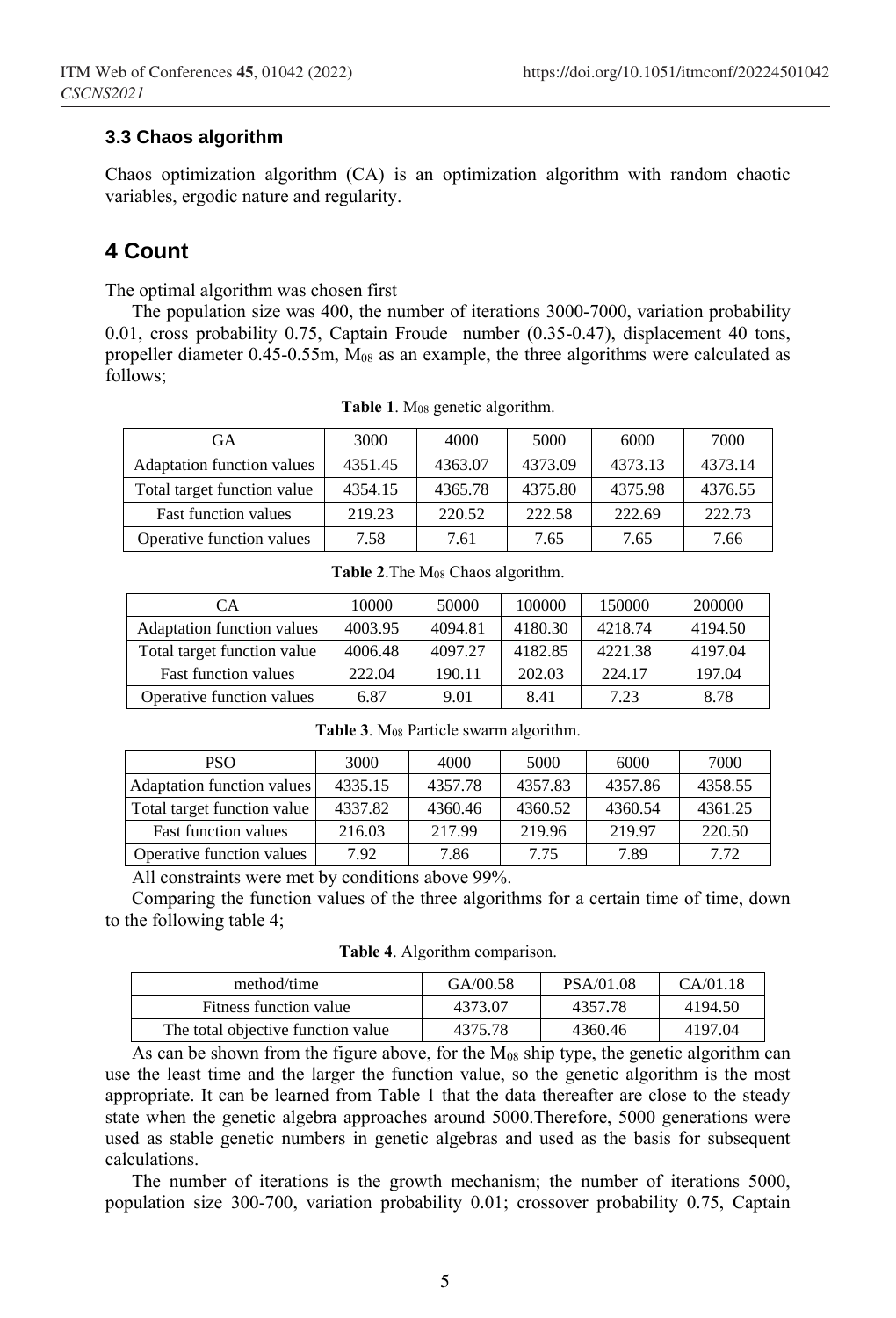### 3.3 Chaos algorithm

Chaos optimization algorithm (CA) is an optimization algorithm with random chaotic variables, ergodic nature and regularity.

## 4 Count

The optimal algorithm was chosen first

The population size was 400, the number of iterations 3000-7000, variation probability 0.01, cross probability 0.75, Captain Froude number (0.35-0.47), displacement 40 tons, propeller diameter 0.45-0.55m, $M_{08}$ as an example, the three algorithms were calculated as follows;

**Table 1**. $M_{08}$ genetic algorithm.

| GA | 3000 | 4000 | 5000 | 6000 | 7000 |
|---|---|---|---|---|---|
| Adaptation function values | 4351.45 | 4363.07 | 4373.09 | 4373.13 | 4373.14 |
| Total target function value | 4354.15 | 4365.78 | 4375.80 | 4375.98 | 4376.55 |
| Fast function values | 219.23 | 220.52 | 222.58 | 222.69 | 222.73 |
| Operative function values | 7.58 | 7.61 | 7.65 | 7.65 | 7.66 |

**Table 2**.The $M_{08}$ Chaos algorithm.

| CA | 10000 | 50000 | 100000 | 150000 | 200000 |
|---|---|---|---|---|---|
| Adaptation function values | 4003.95 | 4094.81 | 4180.30 | 4218.74 | 4194.50 |
| Total target function value | 4006.48 | 4097.27 | 4182.85 | 4221.38 | 4197.04 |
| Fast function values | 222.04 | 190.11 | 202.03 | 224.17 | 197.04 |
| Operative function values | 6.87 | 9.01 | 8.41 | 7.23 | 8.78 |

**Table 3**. $M_{08}$ Particle swarm algorithm.

| PSO | 3000 | 4000 | 5000 | 6000 | 7000 |
|---|---|---|---|---|---|
| Adaptation function values | 4335.15 | 4357.78 | 4357.83 | 4357.86 | 4358.55 |
| Total target function value | 4337.82 | 4360.46 | 4360.52 | 4360.54 | 4361.25 |
| Fast function values | 216.03 | 217.99 | 219.96 | 219.97 | 220.50 |
| Operative function values | 7.92 | 7.86 | 7.75 | 7.89 | 7.72 |

All constraints were met by conditions above 99%.

Comparing the function values of the three algorithms for a certain time of time, down to the following table 4;

**Table 4**. Algorithm comparison.

| method/time | GA/00.58 | PSA/01.08 | CA/01.18 |
|---|---|---|---|
| Fitness function value | 4373.07 | 4357.78 | 4194.50 |
| The total objective function value | 4375.78 | 4360.46 | 4197.04 |

As can be shown from the figure above, for the $M_{08}$ ship type, the genetic algorithm can use the least time and the larger the function value, so the genetic algorithm is the most appropriate. It can be learned from Table 1 that the data thereafter are close to the steady state when the genetic algebra approaches around 5000.Therefore, 5000 generations were used as stable genetic numbers in genetic algebras and used as the basis for subsequent calculations.

The number of iterations is the growth mechanism; the number of iterations 5000, population size 300-700, variation probability 0.01; crossover probability 0.75, Captain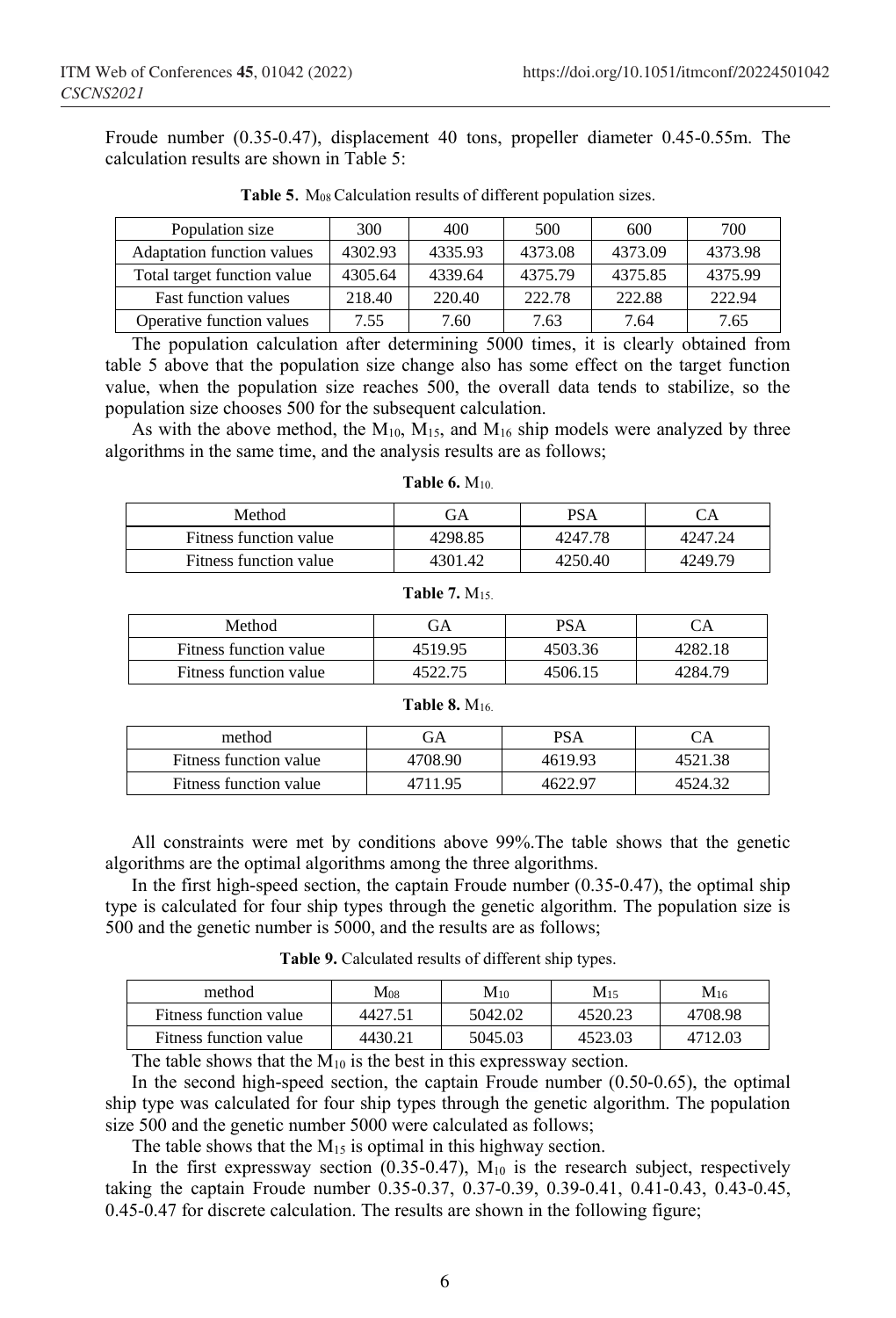Froude number (0.35-0.47), displacement 40 tons, propeller diameter 0.45-0.55m. The calculation results are shown in Table 5:

**Table 5.** $M_{08}$ Calculation results of different population sizes.

| Population size | 300 | 400 | 500 | 600 | 700 |
|---|---|---|---|---|---|
| Adaptation function values | 4302.93 | 4335.93 | 4373.08 | 4373.09 | 4373.98 |
| Total target function value | 4305.64 | 4339.64 | 4375.79 | 4375.85 | 4375.99 |
| Fast function values | 218.40 | 220.40 | 222.78 | 222.88 | 222.94 |
| Operative function values | 7.55 | 7.60 | 7.63 | 7.64 | 7.65 |

The population calculation after determining 5000 times, it is clearly obtained from table 5 above that the population size change also has some effect on the target function value, when the population size reaches 500, the overall data tends to stabilize, so the population size chooses 500 for the subsequent calculation.

As with the above method, the $M_{10}$, $M_{15}$, and $M_{16}$ ship models were analyzed by three algorithms in the same time, and the analysis results are as follows;

**Table 6.** $M_{10.}$

| Method | GA | PSA | CA |
|---|---|---|---|
| Fitness function value | 4298.85 | 4247.78 | 4247.24 |
| Fitness function value | 4301.42 | 4250.40 | 4249.79 |

**Table 7.** $M_{15.}$

| Method | GA | PSA | CA |
|---|---|---|---|
| Fitness function value | 4519.95 | 4503.36 | 4282.18 |
| Fitness function value | 4522.75 | 4506.15 | 4284.79 |

**Table 8.** $M_{16.}$

| method | GA | PSA | CA |
|---|---|---|---|
| Fitness function value | 4708.90 | 4619.93 | 4521.38 |
| Fitness function value | 4711.95 | 4622.97 | 4524.32 |

All constraints were met by conditions above 99%.The table shows that the genetic algorithms are the optimal algorithms among the three algorithms.

In the first high-speed section, the captain Froude number (0.35-0.47), the optimal ship type is calculated for four ship types through the genetic algorithm. The population size is 500 and the genetic number is 5000, and the results are as follows;

**Table 9.** Calculated results of different ship types.

| method | $M_{08}$ | $M_{10}$ | $M_{15}$ | $M_{16}$ |
|---|---|---|---|---|
| Fitness function value | 4427.51 | 5042.02 | 4520.23 | 4708.98 |
| Fitness function value | 4430.21 | 5045.03 | 4523.03 | 4712.03 |

The table shows that the $M_{10}$ is the best in this expressway section.

In the second high-speed section, the captain Froude number (0.50-0.65), the optimal ship type was calculated for four ship types through the genetic algorithm. The population size 500 and the genetic number 5000 were calculated as follows;

The table shows that the $M_{15}$ is optimal in this highway section.

In the first expressway section (0.35-0.47), $M_{10}$ is the research subject, respectively taking the captain Froude number 0.35-0.37, 0.37-0.39, 0.39-0.41, 0.41-0.43, 0.43-0.45, 0.45-0.47 for discrete calculation. The results are shown in the following figure;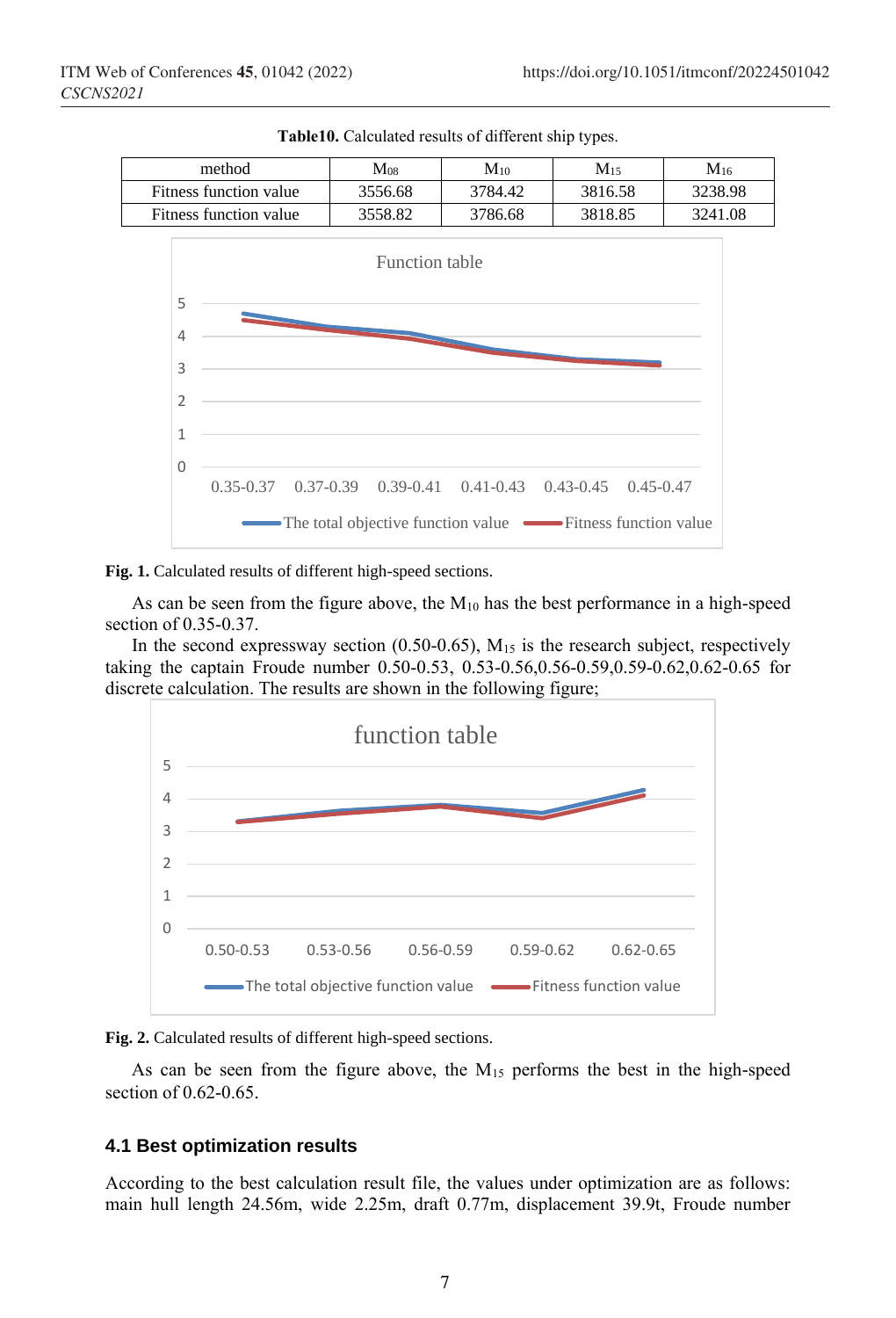**Table10.** Calculated results of different ship types.

| method | $M_{08}$ | $M_{10}$ | $M_{15}$ | $M_{16}$ |
|---|---|---|---|---|
| Fitness function value | 3556.68 | 3784.42 | 3816.58 | 3238.98 |
| Fitness function value | 3558.82 | 3786.68 | 3818.85 | 3241.08 |

**Fig. 1.** Calculated results of different high-speed sections.

As can be seen from the figure above, the $M_{10}$ has the best performance in a high-speed section of 0.35-0.37.

In the second expressway section (0.50-0.65), $M_{15}$ is the research subject, respectively taking the captain Froude number 0.50-0.53, 0.53-0.56,0.56-0.59,0.59-0.62,0.62-0.65 for discrete calculation. The results are shown in the following figure;

**Fig. 2.** Calculated results of different high-speed sections.

As can be seen from the figure above, the $M_{15}$ performs the best in the high-speed section of 0.62-0.65.

### 4.1 Best optimization results

According to the best calculation result file, the values under optimization are as follows: main hull length 24.56m, wide 2.25m, draft 0.77m, displacement 39.9t, Froude number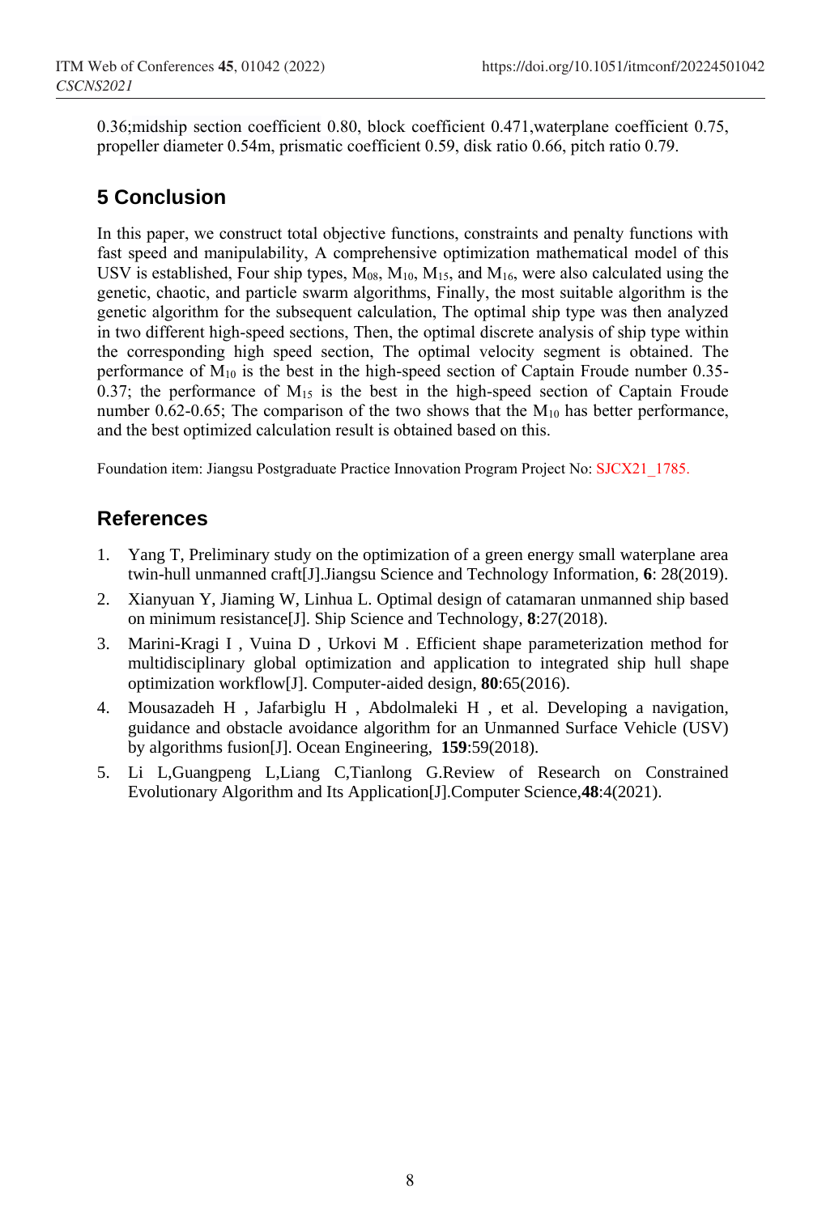0.36;midship section coefficient 0.80, block coefficient 0.471,waterplane coefficient 0.75, propeller diameter 0.54m, prismatic coefficient 0.59, disk ratio 0.66, pitch ratio 0.79.

## 5 Conclusion

In this paper, we construct total objective functions, constraints and penalty functions with fast speed and manipulability, A comprehensive optimization mathematical model of this USV is established, Four ship types, $M_{08}$, $M_{10}$, $M_{15}$, and $M_{16}$, were also calculated using the genetic, chaotic, and particle swarm algorithms, Finally, the most suitable algorithm is the genetic algorithm for the subsequent calculation, The optimal ship type was then analyzed in two different high-speed sections, Then, the optimal discrete analysis of ship type within the corresponding high speed section, The optimal velocity segment is obtained. The performance of $M_{10}$ is the best in the high-speed section of Captain Froude number 0.35-0.37; the performance of $M_{15}$ is the best in the high-speed section of Captain Froude number 0.62-0.65; The comparison of the two shows that the $M_{10}$ has better performance, and the best optimized calculation result is obtained based on this.

Foundation item: Jiangsu Postgraduate Practice Innovation Program Project No: SJCX21_1785.

## References

1. Yang T, Preliminary study on the optimization of a green energy small waterplane area twin-hull unmanned craft[J].Jiangsu Science and Technology Information, **6**: 28(2019).
2. Xianyuan Y, Jiaming W, Linhua L. Optimal design of catamaran unmanned ship based on minimum resistance[J]. Ship Science and Technology, **8**:27(2018).
3. Marini-Kragi I , Vuina D , Urkovi M . Efficient shape parameterization method for multidisciplinary global optimization and application to integrated ship hull shape optimization workflow[J]. Computer-aided design, **80**:65(2016).
4. Mousazadeh H , Jafarbiglu H , Abdolmaleki H , et al. Developing a navigation, guidance and obstacle avoidance algorithm for an Unmanned Surface Vehicle (USV) by algorithms fusion[J]. Ocean Engineering, **159**:59(2018).
5. Li L,Guangpeng L,Liang C,Tianlong G.Review of Research on Constrained Evolutionary Algorithm and Its Application[J].Computer Science,**48**:4(2021).